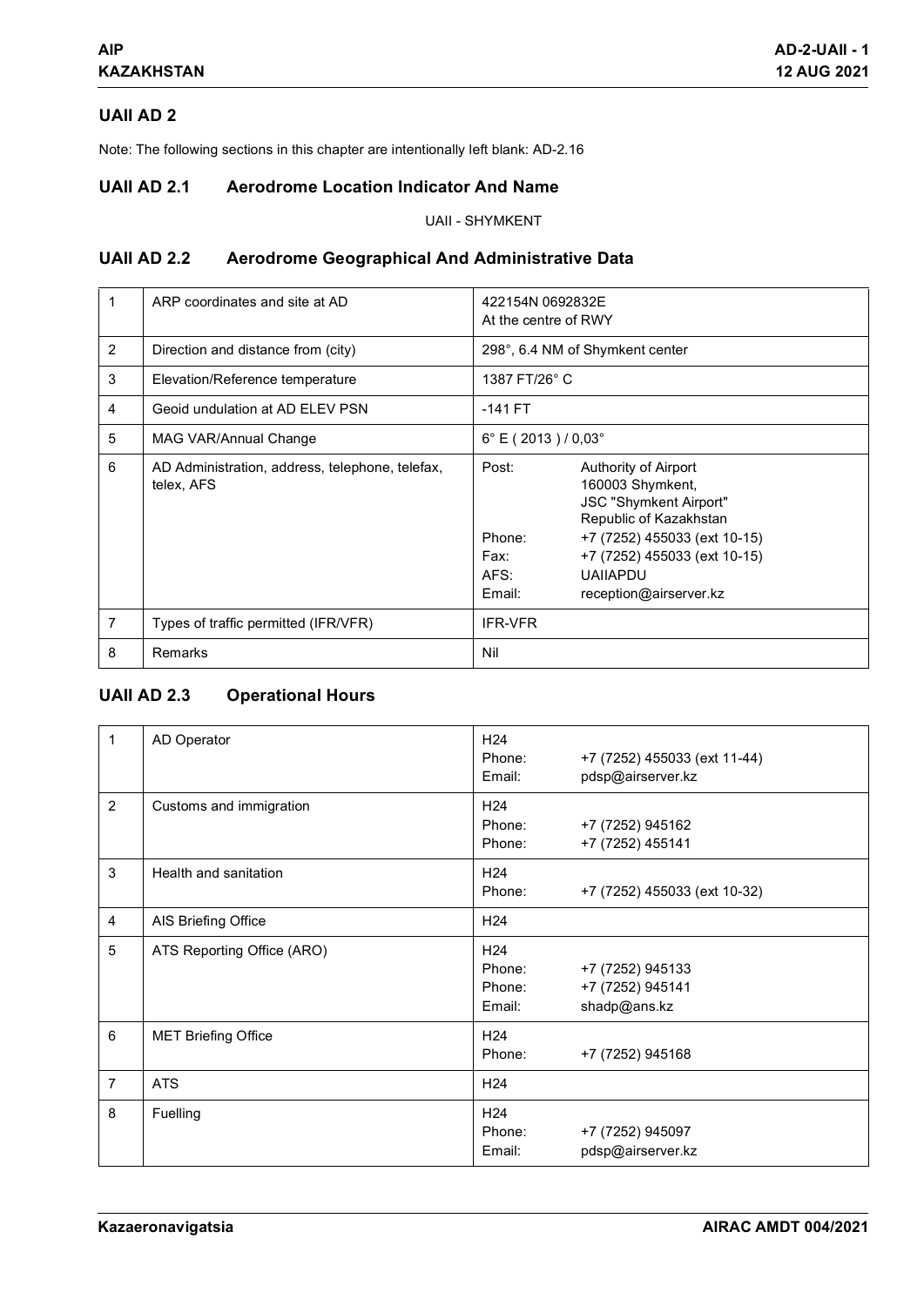# UAII AD 2

Note: The following sections in this chapter are intentionally left blank: AD-2.16

## UAII AD 2.1 Aerodrome Location Indicator And Name

UAII - SHYMKENT

## UAII AD 2.2 Aerodrome Geographical And Administrative Data

| | | |
|---|---|---|
| 1 | ARP coordinates and site at AD | 422154N 0692832E<br>At the centre of RWY |
| 2 | Direction and distance from (city) | 298°, 6.4 NM of Shymkent center |
| 3 | Elevation/Reference temperature | 1387 FT/26° C |
| 4 | Geoid undulation at AD ELEV PSN | -141 FT |
| 5 | MAG VAR/Annual Change | 6° E ( 2013 ) / 0,03° |
| 6 | AD Administration, address, telephone, telefax, telex, AFS | Post: Authority of Airport<br>160003 Shymkent,<br>JSC "Shymkent Airport"<br>Republic of Kazakhstan<br>Phone: +7 (7252) 455033 (ext 10-15)<br>Fax: +7 (7252) 455033 (ext 10-15)<br>AFS: UAIIAPDU<br>Email: reception@airserver.kz |
| 7 | Types of traffic permitted (IFR/VFR) | IFR-VFR |
| 8 | Remarks | Nil |

## UAII AD 2.3 Operational Hours

| | | |
|---|---|---|
| 1 | AD Operator | H24<br>Phone: +7 (7252) 455033 (ext 11-44)<br>Email: pdsp@airserver.kz |
| 2 | Customs and immigration | H24<br>Phone: +7 (7252) 945162<br>Phone: +7 (7252) 455141 |
| 3 | Health and sanitation | H24<br>Phone: +7 (7252) 455033 (ext 10-32) |
| 4 | AIS Briefing Office | H24 |
| 5 | ATS Reporting Office (ARO) | H24<br>Phone: +7 (7252) 945133<br>Phone: +7 (7252) 945141<br>Email: shadp@ans.kz |
| 6 | MET Briefing Office | H24<br>Phone: +7 (7252) 945168 |
| 7 | ATS | H24 |
| 8 | Fuelling | H24<br>Phone: +7 (7252) 945097<br>Email: pdsp@airserver.kz |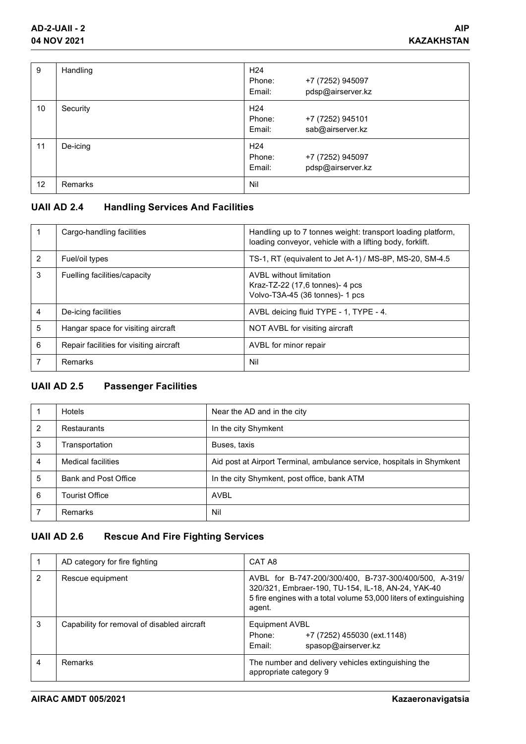| | | |
|---|---|---|
| 9 | Handling | H24<br>Phone: +7 (7252) 945097<br>Email: pdsp@airserver.kz |
| 10 | Security | H24<br>Phone: +7 (7252) 945101<br>Email: sab@airserver.kz |
| 11 | De-icing | H24<br>Phone: +7 (7252) 945097<br>Email: pdsp@airserver.kz |
| 12 | Remarks | Nil |

## UAII AD 2.4 Handling Services And Facilities

| | | |
|---|---|---|
| 1 | Cargo-handling facilities | Handling up to 7 tonnes weight: transport loading platform, loading conveyor, vehicle with a lifting body, forklift. |
| 2 | Fuel/oil types | TS-1, RT (equivalent to Jet A-1) / MS-8P, MS-20, SM-4.5 |
| 3 | Fuelling facilities/capacity | AVBL without limitation<br>Kraz-TZ-22 (17,6 tonnes)- 4 pcs<br>Volvo-T3A-45 (36 tonnes)- 1 pcs |
| 4 | De-icing facilities | AVBL deicing fluid TYPE - 1, TYPE - 4. |
| 5 | Hangar space for visiting aircraft | NOT AVBL for visiting aircraft |
| 6 | Repair facilities for visiting aircraft | AVBL for minor repair |
| 7 | Remarks | Nil |

## UAII AD 2.5 Passenger Facilities

| | | |
|---|---|---|
| 1 | Hotels | Near the AD and in the city |
| 2 | Restaurants | In the city Shymkent |
| 3 | Transportation | Buses, taxis |
| 4 | Medical facilities | Aid post at Airport Terminal, ambulance service, hospitals in Shymkent |
| 5 | Bank and Post Office | In the city Shymkent, post office, bank ATM |
| 6 | Tourist Office | AVBL |
| 7 | Remarks | Nil |

## UAII AD 2.6 Rescue And Fire Fighting Services

| | | |
|---|---|---|
| 1 | AD category for fire fighting | CAT A8 |
| 2 | Rescue equipment | AVBL for B-747-200/300/400, B-737-300/400/500, A-319/320/321, Embraer-190, TU-154, IL-18, AN-24, YAK-40<br>5 fire engines with a total volume 53,000 liters of extinguishing agent. |
| 3 | Capability for removal of disabled aircraft | Equipment AVBL<br>Phone: +7 (7252) 455030 (ext.1148)<br>Email: spasop@airserver.kz |
| 4 | Remarks | The number and delivery vehicles extinguishing the appropriate category 9 |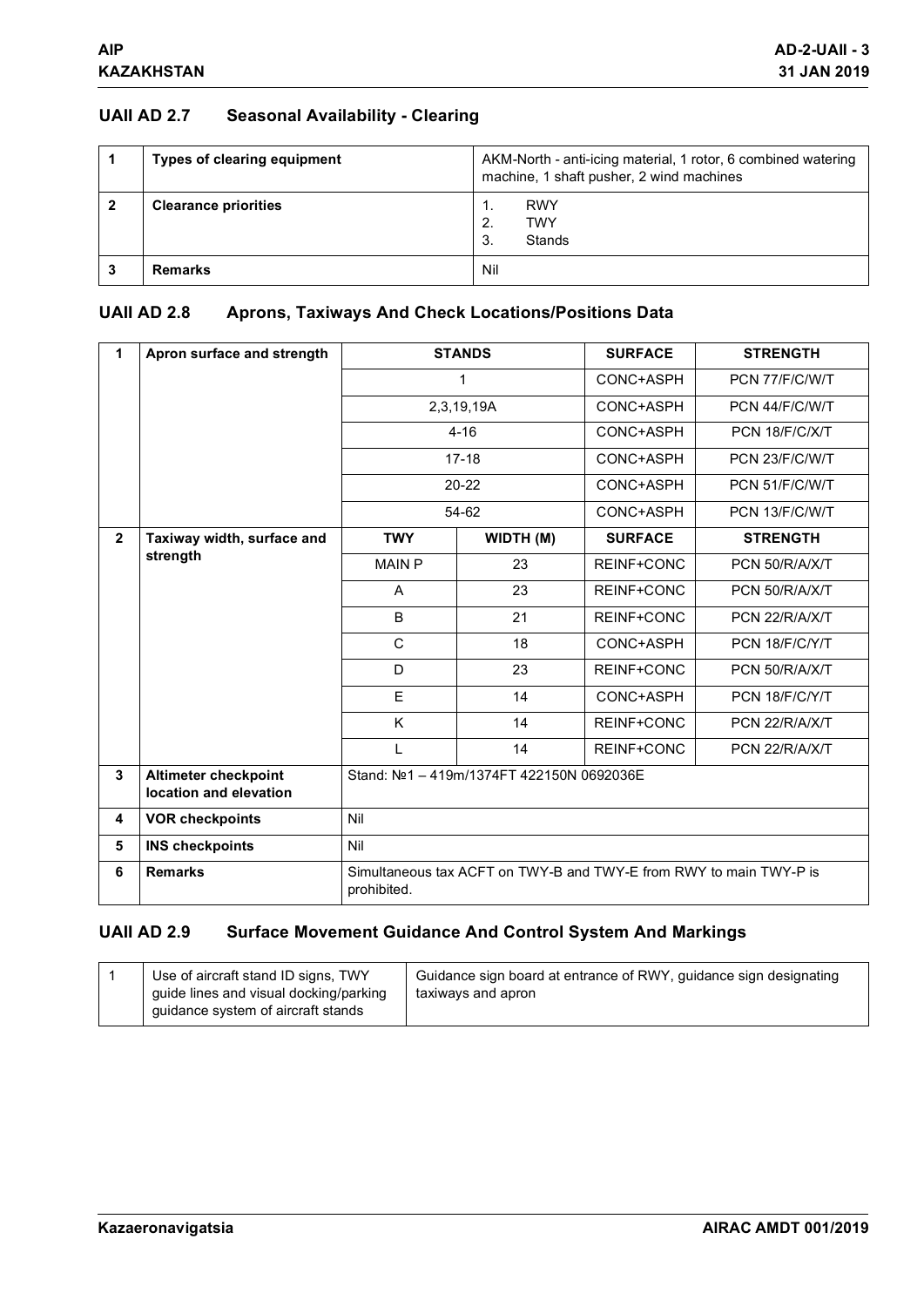## UAII AD 2.7 Seasonal Availability - Clearing

| | | |
|---|---|---|
| 1 | **Types of clearing equipment** | AKM-North - anti-icing material, 1 rotor, 6 combined watering machine, 1 shaft pusher, 2 wind machines |
| 2 | **Clearance priorities** | 1. RWY<br>2. TWY<br>3. Stands |
| 3 | **Remarks** | Nil |

## UAII AD 2.8 Aprons, Taxiways And Check Locations/Positions Data

| | | | | | |
|---|---|---|---|---|---|
| 1 | **Apron surface and strength** | **STANDS** | | **SURFACE** | **STRENGTH** |
| | | 1 | | CONC+ASPH | PCN 77/F/C/W/T |
| | | 2,3,19,19A | | CONC+ASPH | PCN 44/F/C/W/T |
| | | 4-16 | | CONC+ASPH | PCN 18/F/C/X/T |
| | | 17-18 | | CONC+ASPH | PCN 23/F/C/W/T |
| | | 20-22 | | CONC+ASPH | PCN 51/F/C/W/T |
| | | 54-62 | | CONC+ASPH | PCN 13/F/C/W/T |
| 2 | **Taxiway width, surface and strength** | **TWY** | **WIDTH (M)** | **SURFACE** | **STRENGTH** |
| | | MAIN P | 23 | REINF+CONC | PCN 50/R/A/X/T |
| | | A | 23 | REINF+CONC | PCN 50/R/A/X/T |
| | | B | 21 | REINF+CONC | PCN 22/R/A/X/T |
| | | C | 18 | CONC+ASPH | PCN 18/F/C/Y/T |
| | | D | 23 | REINF+CONC | PCN 50/R/A/X/T |
| | | E | 14 | CONC+ASPH | PCN 18/F/C/Y/T |
| | | K | 14 | REINF+CONC | PCN 22/R/A/X/T |
| | | L | 14 | REINF+CONC | PCN 22/R/A/X/T |
| 3 | **Altimeter checkpoint location and elevation** | Stand: №1 – 419m/1374FT 422150N 0692036E | | | |
| 4 | **VOR checkpoints** | Nil | | | |
| 5 | **INS checkpoints** | Nil | | | |
| 6 | **Remarks** | Simultaneous tax ACFT on TWY-B and TWY-E from RWY to main TWY-P is prohibited. | | | |

## UAII AD 2.9 Surface Movement Guidance And Control System And Markings

| | | |
|---|---|---|
| 1 | Use of aircraft stand ID signs, TWY guide lines and visual docking/parking guidance system of aircraft stands | Guidance sign board at entrance of RWY, guidance sign designating taxiways and apron |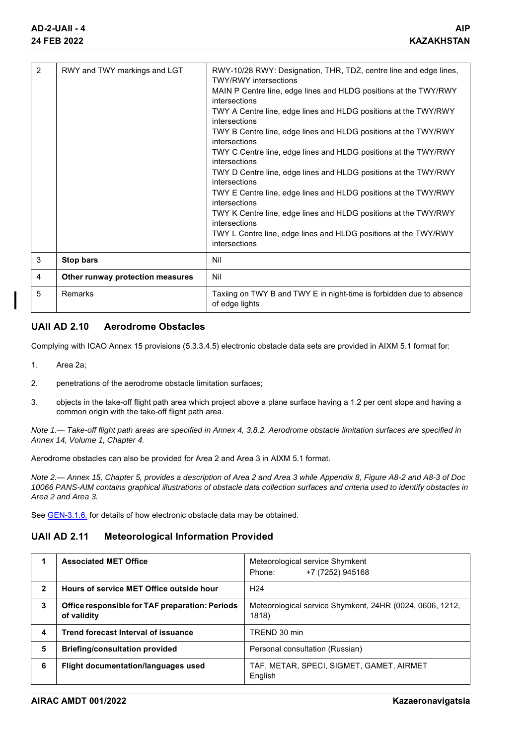| 2 | RWY and TWY markings and LGT | RWY-10/28 RWY: Designation, THR, TDZ, centre line and edge lines, TWY/RWY intersections<br>MAIN P Centre line, edge lines and HLDG positions at the TWY/RWY intersections<br>TWY A Centre line, edge lines and HLDG positions at the TWY/RWY intersections<br>TWY B Centre line, edge lines and HLDG positions at the TWY/RWY intersections<br>TWY C Centre line, edge lines and HLDG positions at the TWY/RWY intersections<br>TWY D Centre line, edge lines and HLDG positions at the TWY/RWY intersections<br>TWY E Centre line, edge lines and HLDG positions at the TWY/RWY intersections<br>TWY K Centre line, edge lines and HLDG positions at the TWY/RWY intersections<br>TWY L Centre line, edge lines and HLDG positions at the TWY/RWY intersections |
|---|---|---|
| 3 | **Stop bars** | Nil |
| 4 | **Other runway protection measures** | Nil |
| 5 | Remarks | Taxiing on TWY B and TWY E in night-time is forbidden due to absence of edge lights |

## UAII AD 2.10 Aerodrome Obstacles

Complying with ICAO Annex 15 provisions (5.3.3.4.5) electronic obstacle data sets are provided in AIXM 5.1 format for:

1. Area 2a;
2. penetrations of the aerodrome obstacle limitation surfaces;
3. objects in the take-off flight path area which project above a plane surface having a 1.2 per cent slope and having a common origin with the take-off flight path area.

*Note 1.— Take-off flight path areas are specified in Annex 4, 3.8.2. Aerodrome obstacle limitation surfaces are specified in Annex 14, Volume 1, Chapter 4.*

Aerodrome obstacles can also be provided for Area 2 and Area 3 in AIXM 5.1 format.

*Note 2.— Annex 15, Chapter 5, provides a description of Area 2 and Area 3 while Appendix 8, Figure A8-2 and A8-3 of Doc 10066 PANS-AIM contains graphical illustrations of obstacle data collection surfaces and criteria used to identify obstacles in Area 2 and Area 3.*

See GEN-3.1.6. for details of how electronic obstacle data may be obtained.

## UAII AD 2.11 Meteorological Information Provided

| **1** | **Associated MET Office** | Meteorological service Shymkent<br>Phone: +7 (7252) 945168 |
|---|---|---|
| **2** | **Hours of service MET Office outside hour** | H24 |
| **3** | **Office responsible for TAF preparation: Periods of validity** | Meteorological service Shymkent, 24HR (0024, 0606, 1212, 1818) |
| **4** | **Trend forecast Interval of issuance** | TREND 30 min |
| **5** | **Briefing/consultation provided** | Personal consultation (Russian) |
| **6** | **Flight documentation/languages used** | TAF, METAR, SPECI, SIGMET, GAMET, AIRMET<br>English |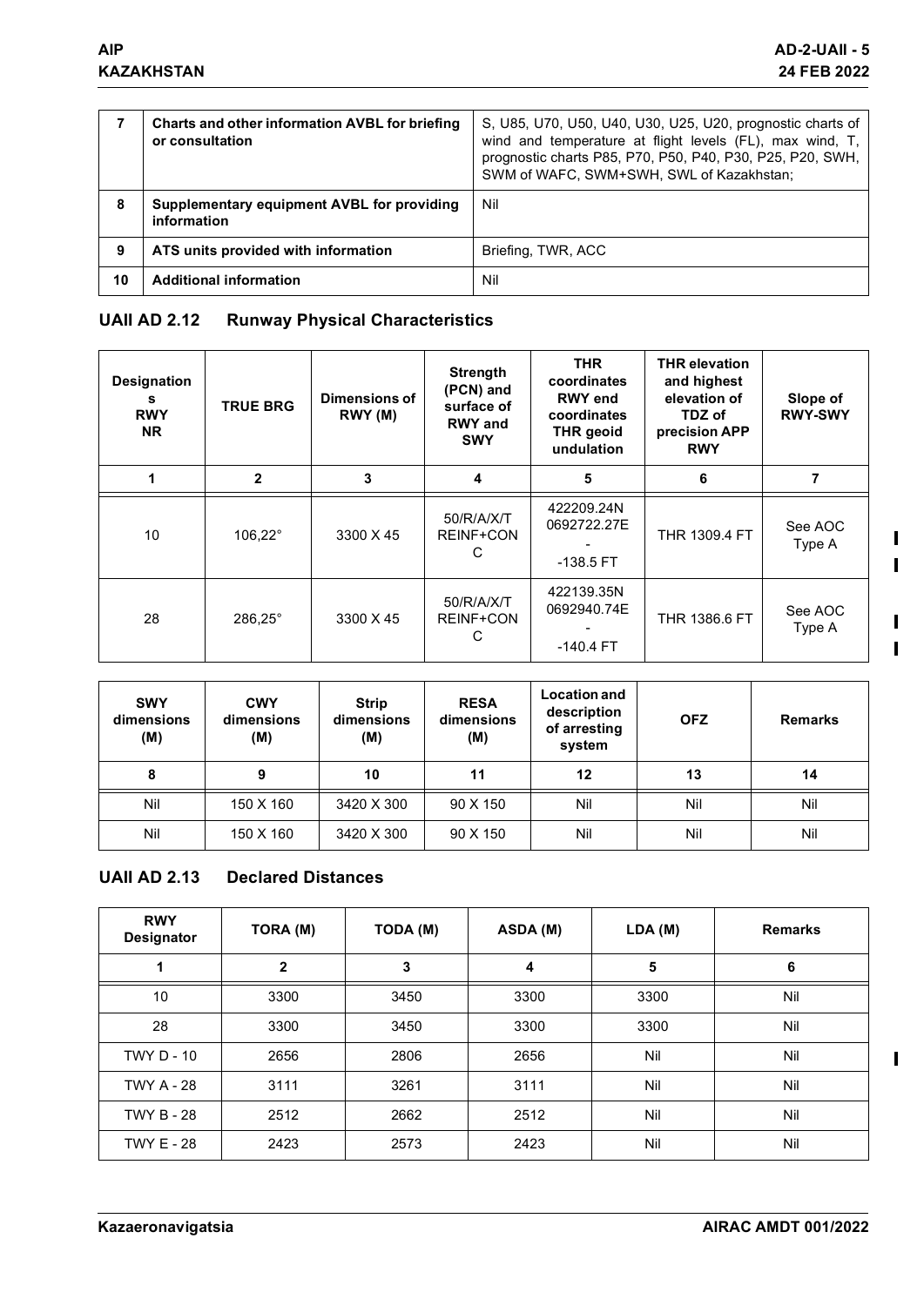| 7 | Charts and other information AVBL for briefing or consultation | S, U85, U70, U50, U40, U30, U25, U20, prognostic charts of wind and temperature at flight levels (FL), max wind, T, prognostic charts P85, P70, P50, P40, P30, P25, P20, SWH, SWM of WAFC, SWM+SWH, SWL of Kazakhstan; |
|---|---|---|
| 8 | Supplementary equipment AVBL for providing information | Nil |
| 9 | ATS units provided with information | Briefing, TWR, ACC |
| 10 | Additional information | Nil |

## UAII AD 2.12 Runway Physical Characteristics

| Designations RWY NR | TRUE BRG | Dimensions of RWY (M) | Strength (PCN) and surface of RWY and SWY | THR coordinates RWY end coordinates THR geoid undulation | THR elevation and highest elevation of TDZ of precision APP RWY | Slope of RWY-SWY |
|---|---|---|---|---|---|---|
| 1 | 2 | 3 | 4 | 5 | 6 | 7 |
| 10 | 106,22° | 3300 X 45 | 50/R/A/X/T REINF+CONC | 422209.24N 0692722.27E - -138.5 FT | THR 1309.4 FT | See AOC Type A |
| 28 | 286,25° | 3300 X 45 | 50/R/A/X/T REINF+CONC | 422139.35N 0692940.74E - -140.4 FT | THR 1386.6 FT | See AOC Type A |

| SWY dimensions (M) | CWY dimensions (M) | Strip dimensions (M) | RESA dimensions (M) | Location and description of arresting system | OFZ | Remarks |
|---|---|---|---|---|---|---|
| 8 | 9 | 10 | 11 | 12 | 13 | 14 |
| Nil | 150 X 160 | 3420 X 300 | 90 X 150 | Nil | Nil | Nil |
| Nil | 150 X 160 | 3420 X 300 | 90 X 150 | Nil | Nil | Nil |

## UAII AD 2.13 Declared Distances

| RWY Designator | TORA (M) | TODA (M) | ASDA (M) | LDA (M) | Remarks |
|---|---|---|---|---|---|
| 1 | 2 | 3 | 4 | 5 | 6 |
| 10 | 3300 | 3450 | 3300 | 3300 | Nil |
| 28 | 3300 | 3450 | 3300 | 3300 | Nil |
| TWY D - 10 | 2656 | 2806 | 2656 | Nil | Nil |
| TWY A - 28 | 3111 | 3261 | 3111 | Nil | Nil |
| TWY B - 28 | 2512 | 2662 | 2512 | Nil | Nil |
| TWY E - 28 | 2423 | 2573 | 2423 | Nil | Nil |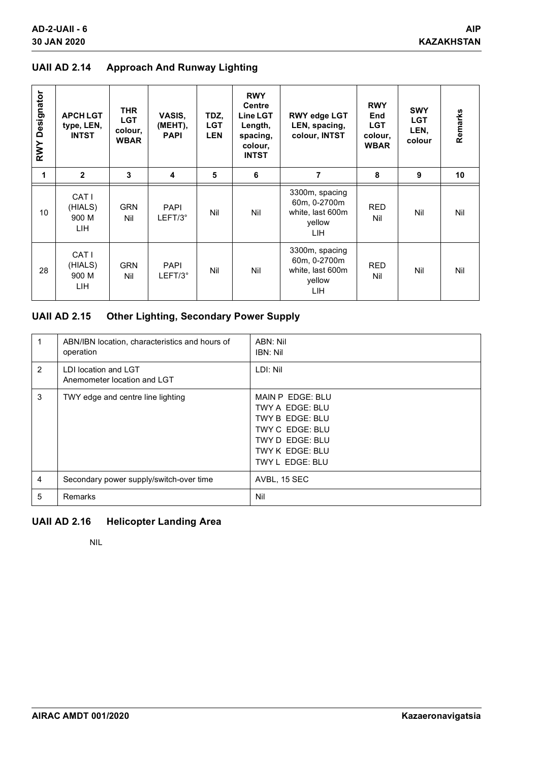## UAII AD 2.14 Approach And Runway Lighting

| RWY Designator | APCH LGT type, LEN, INTST | THR LGT colour, WBAR | VASIS, (MEHT), PAPI | TDZ, LGT LEN | RWY Centre Line LGT Length, spacing, colour, INTST | RWY edge LGT LEN, spacing, colour, INTST | RWY End LGT colour, WBAR | SWY LGT LEN, colour | Remarks |
|---|---|---|---|---|---|---|---|---|---|
| 1 | 2 | 3 | 4 | 5 | 6 | 7 | 8 | 9 | 10 |
| 10 | CAT I (HIALS) 900 M LIH | GRN Nil | PAPI LEFT/3° | Nil | Nil | 3300m, spacing 60m, 0-2700m white, last 600m yellow LIH | RED Nil | Nil | Nil |
| 28 | CAT I (HIALS) 900 M LIH | GRN Nil | PAPI LEFT/3° | Nil | Nil | 3300m, spacing 60m, 0-2700m white, last 600m yellow LIH | RED Nil | Nil | Nil |

## UAII AD 2.15 Other Lighting, Secondary Power Supply

| | | |
|---|---|---|
| 1 | ABN/IBN location, characteristics and hours of operation | ABN: Nil<br>IBN: Nil |
| 2 | LDI location and LGT<br>Anemometer location and LGT | LDI: Nil |
| 3 | TWY edge and centre line lighting | MAIN P EDGE: BLU<br>TWY A EDGE: BLU<br>TWY B EDGE: BLU<br>TWY C EDGE: BLU<br>TWY D EDGE: BLU<br>TWY K EDGE: BLU<br>TWY L EDGE: BLU |
| 4 | Secondary power supply/switch-over time | AVBL, 15 SEC |
| 5 | Remarks | Nil |

## UAII AD 2.16 Helicopter Landing Area

NIL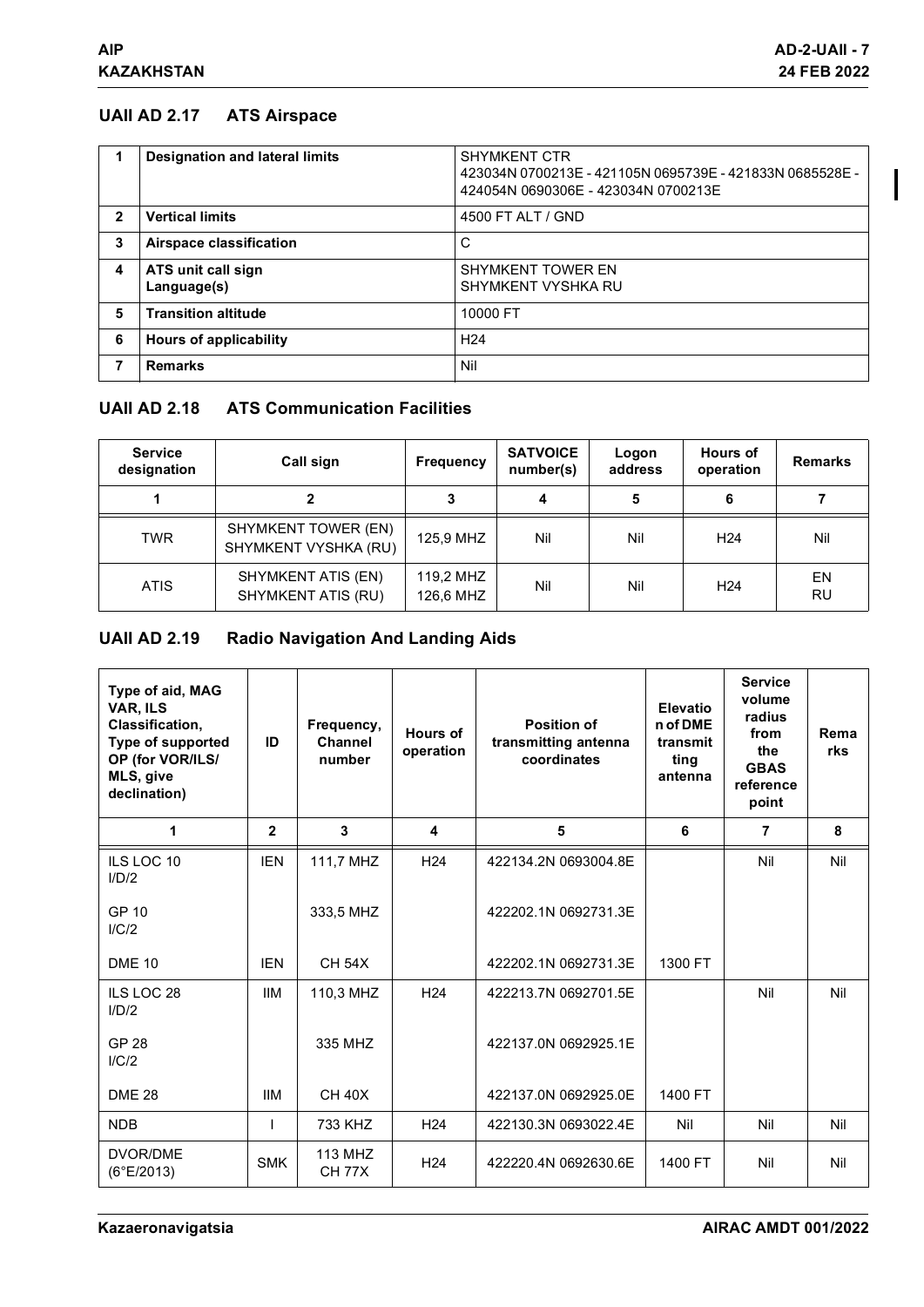## UAII AD 2.17 ATS Airspace

| | | |
|---|---|---|
| 1 | **Designation and lateral limits** | SHYMKENT CTR<br>423034N 0700213E - 421105N 0695739E - 421833N 0685528E - 424054N 0690306E - 423034N 0700213E |
| 2 | **Vertical limits** | 4500 FT ALT / GND |
| 3 | **Airspace classification** | C |
| 4 | **ATS unit call sign**<br>**Language(s)** | SHYMKENT TOWER EN<br>SHYMKENT VYSHKA RU |
| 5 | **Transition altitude** | 10000 FT |
| 6 | **Hours of applicability** | H24 |
| 7 | **Remarks** | Nil |

## UAII AD 2.18 ATS Communication Facilities

| Service designation | Call sign | Frequency | SATVOICE number(s) | Logon address | Hours of operation | Remarks |
|---|---|---|---|---|---|---|
| 1 | 2 | 3 | 4 | 5 | 6 | 7 |
| TWR | SHYMKENT TOWER (EN)<br>SHYMKENT VYSHKA (RU) | 125,9 MHZ | Nil | Nil | H24 | Nil |
| ATIS | SHYMKENT ATIS (EN)<br>SHYMKENT ATIS (RU) | 119,2 MHZ<br>126,6 MHZ | Nil | Nil | H24 | EN<br>RU |

## UAII AD 2.19 Radio Navigation And Landing Aids

| Type of aid, MAG VAR, ILS Classification, Type of supported OP (for VOR/ILS/MLS, give declination) | ID | Frequency, Channel number | Hours of operation | Position of transmitting antenna coordinates | Elevation of DME transmitting antenna | Service volume radius from the GBAS reference point | Remarks |
|---|---|---|---|---|---|---|---|
| 1 | 2 | 3 | 4 | 5 | 6 | 7 | 8 |
| ILS LOC 10<br>I/D/2 | IEN | 111,7 MHZ | H24 | 422134.2N 0693004.8E | | Nil | Nil |
| GP 10<br>I/C/2 | | 333,5 MHZ | | 422202.1N 0692731.3E | | | |
| DME 10 | IEN | CH 54X | | 422202.1N 0692731.3E | 1300 FT | | |
| ILS LOC 28<br>I/D/2 | IIM | 110,3 MHZ | H24 | 422213.7N 0692701.5E | | Nil | Nil |
| GP 28<br>I/C/2 | | 335 MHZ | | 422137.0N 0692925.1E | | | |
| DME 28 | IIM | CH 40X | | 422137.0N 0692925.0E | 1400 FT | | |
| NDB | I | 733 KHZ | H24 | 422130.3N 0693022.4E | Nil | Nil | Nil |
| DVOR/DME<br>(6°E/2013) | SMK | 113 MHZ<br>CH 77X | H24 | 422220.4N 0692630.6E | 1400 FT | Nil | Nil |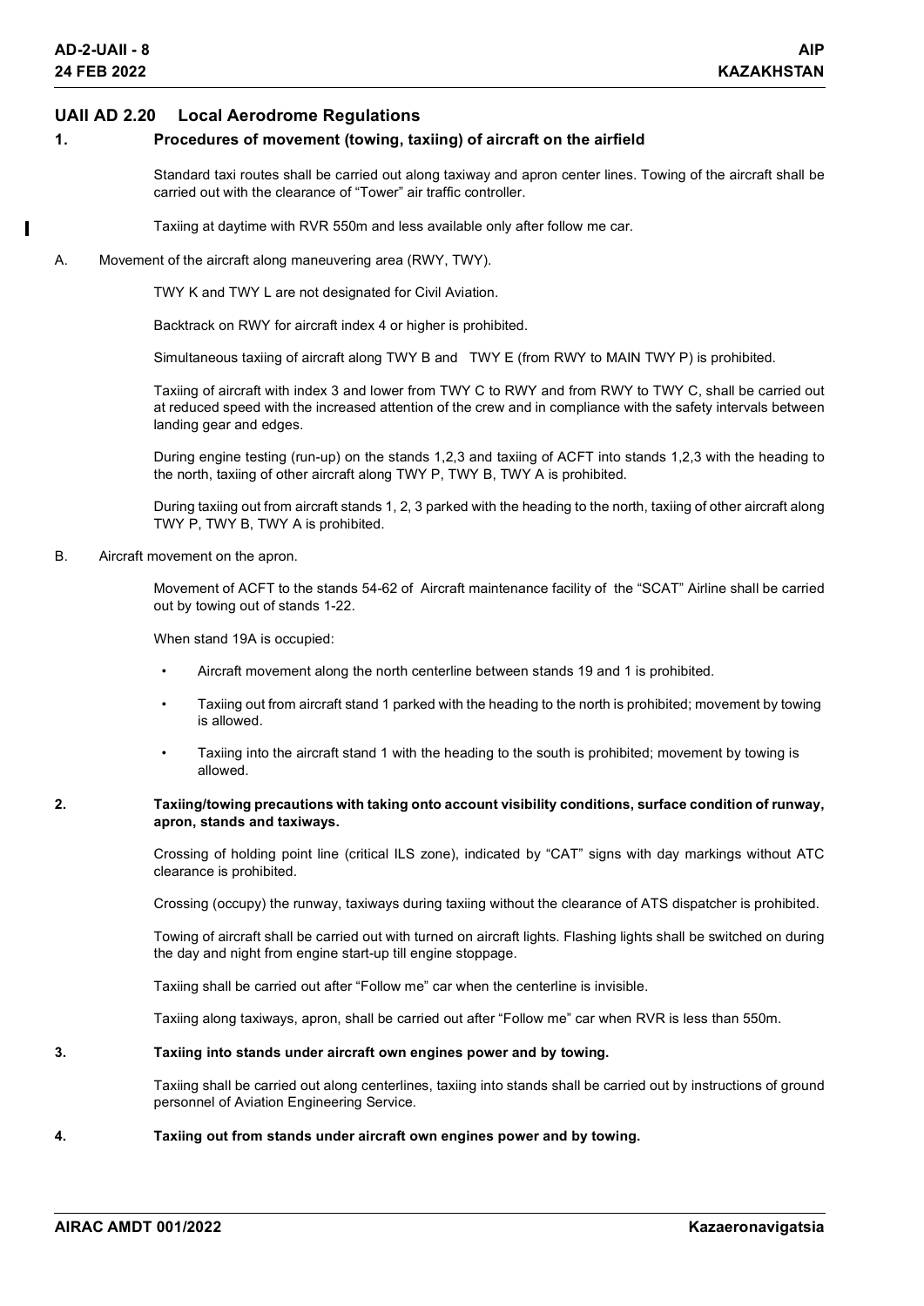## UAII AD 2.20 Local Aerodrome Regulations

### 1. Procedures of movement (towing, taxiing) of aircraft on the airfield

Standard taxi routes shall be carried out along taxiway and apron center lines. Towing of the aircraft shall be carried out with the clearance of "Tower" air traffic controller.

Taxiing at daytime with RVR 550m and less available only after follow me car.

A. Movement of the aircraft along maneuvering area (RWY, TWY).

TWY K and TWY L are not designated for Civil Aviation.

Backtrack on RWY for aircraft index 4 or higher is prohibited.

Simultaneous taxiing of aircraft along TWY B and TWY E (from RWY to MAIN TWY P) is prohibited.

Taxiing of aircraft with index 3 and lower from TWY C to RWY and from RWY to TWY C, shall be carried out at reduced speed with the increased attention of the crew and in compliance with the safety intervals between landing gear and edges.

During engine testing (run-up) on the stands 1,2,3 and taxiing of ACFT into stands 1,2,3 with the heading to the north, taxiing of other aircraft along TWY P, TWY B, TWY A is prohibited.

During taxiing out from aircraft stands 1, 2, 3 parked with the heading to the north, taxiing of other aircraft along TWY P, TWY B, TWY A is prohibited.

B. Aircraft movement on the apron.

Movement of ACFT to the stands 54-62 of Aircraft maintenance facility of the "SCAT" Airline shall be carried out by towing out of stands 1-22.

When stand 19A is occupied:

- Aircraft movement along the north centerline between stands 19 and 1 is prohibited.
- Taxiing out from aircraft stand 1 parked with the heading to the north is prohibited; movement by towing is allowed.
- Taxiing into the aircraft stand 1 with the heading to the south is prohibited; movement by towing is allowed.

### 2. Taxiing/towing precautions with taking onto account visibility conditions, surface condition of runway, apron, stands and taxiways.

Crossing of holding point line (critical ILS zone), indicated by "CAT" signs with day markings without ATC clearance is prohibited.

Crossing (occupy) the runway, taxiways during taxiing without the clearance of ATS dispatcher is prohibited.

Towing of aircraft shall be carried out with turned on aircraft lights. Flashing lights shall be switched on during the day and night from engine start-up till engine stoppage.

Taxiing shall be carried out after "Follow me" car when the centerline is invisible.

Taxiing along taxiways, apron, shall be carried out after "Follow me" car when RVR is less than 550m.

### 3. Taxiing into stands under aircraft own engines power and by towing.

Taxiing shall be carried out along centerlines, taxiing into stands shall be carried out by instructions of ground personnel of Aviation Engineering Service.

### 4. Taxiing out from stands under aircraft own engines power and by towing.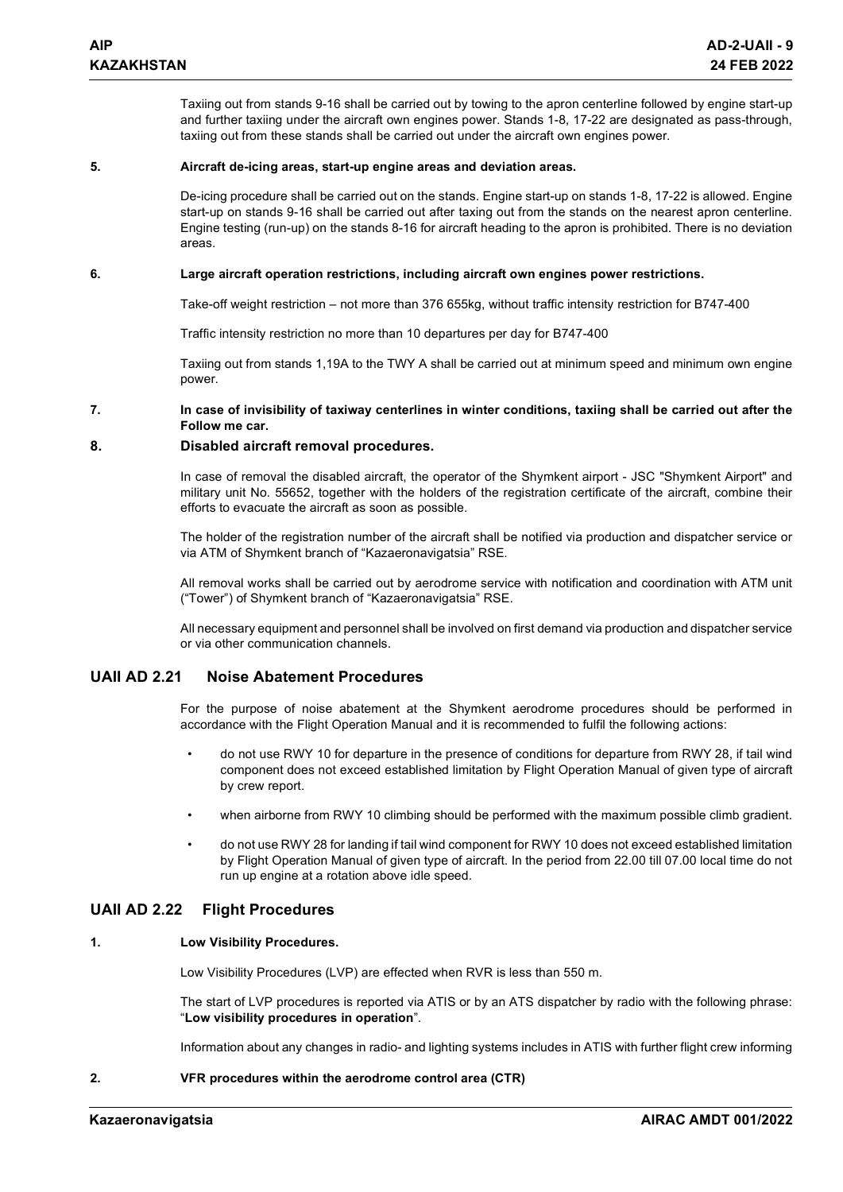Taxiing out from stands 9-16 shall be carried out by towing to the apron centerline followed by engine start-up and further taxiing under the aircraft own engines power. Stands 1-8, 17-22 are designated as pass-through, taxiing out from these stands shall be carried out under the aircraft own engines power.

**5. Aircraft de-icing areas, start-up engine areas and deviation areas.**

De-icing procedure shall be carried out on the stands. Engine start-up on stands 1-8, 17-22 is allowed. Engine start-up on stands 9-16 shall be carried out after taxing out from the stands on the nearest apron centerline. Engine testing (run-up) on the stands 8-16 for aircraft heading to the apron is prohibited. There is no deviation areas.

**6. Large aircraft operation restrictions, including aircraft own engines power restrictions.**

Take-off weight restriction – not more than 376 655kg, without traffic intensity restriction for B747-400

Traffic intensity restriction no more than 10 departures per day for B747-400

Taxiing out from stands 1,19A to the TWY A shall be carried out at minimum speed and minimum own engine power.

**7. In case of invisibility of taxiway centerlines in winter conditions, taxiing shall be carried out after the Follow me car.**

**8. Disabled aircraft removal procedures.**

In case of removal the disabled aircraft, the operator of the Shymkent airport - JSC "Shymkent Airport" and military unit No. 55652, together with the holders of the registration certificate of the aircraft, combine their efforts to evacuate the aircraft as soon as possible.

The holder of the registration number of the aircraft shall be notified via production and dispatcher service or via ATM of Shymkent branch of “Kazaeronavigatsia” RSE.

All removal works shall be carried out by aerodrome service with notification and coordination with ATM unit (“Tower”) of Shymkent branch of “Kazaeronavigatsia” RSE.

All necessary equipment and personnel shall be involved on first demand via production and dispatcher service or via other communication channels.

## UAII AD 2.21 Noise Abatement Procedures

For the purpose of noise abatement at the Shymkent aerodrome procedures should be performed in accordance with the Flight Operation Manual and it is recommended to fulfil the following actions:

- do not use RWY 10 for departure in the presence of conditions for departure from RWY 28, if tail wind component does not exceed established limitation by Flight Operation Manual of given type of aircraft by crew report.
- when airborne from RWY 10 climbing should be performed with the maximum possible climb gradient.
- do not use RWY 28 for landing if tail wind component for RWY 10 does not exceed established limitation by Flight Operation Manual of given type of aircraft. In the period from 22.00 till 07.00 local time do not run up engine at a rotation above idle speed.

## UAII AD 2.22 Flight Procedures

**1. Low Visibility Procedures.**

Low Visibility Procedures (LVP) are effected when RVR is less than 550 m.

The start of LVP procedures is reported via ATIS or by an ATS dispatcher by radio with the following phrase: “**Low visibility procedures in operation**”.

Information about any changes in radio- and lighting systems includes in ATIS with further flight crew informing

**2. VFR procedures within the aerodrome control area (CTR)**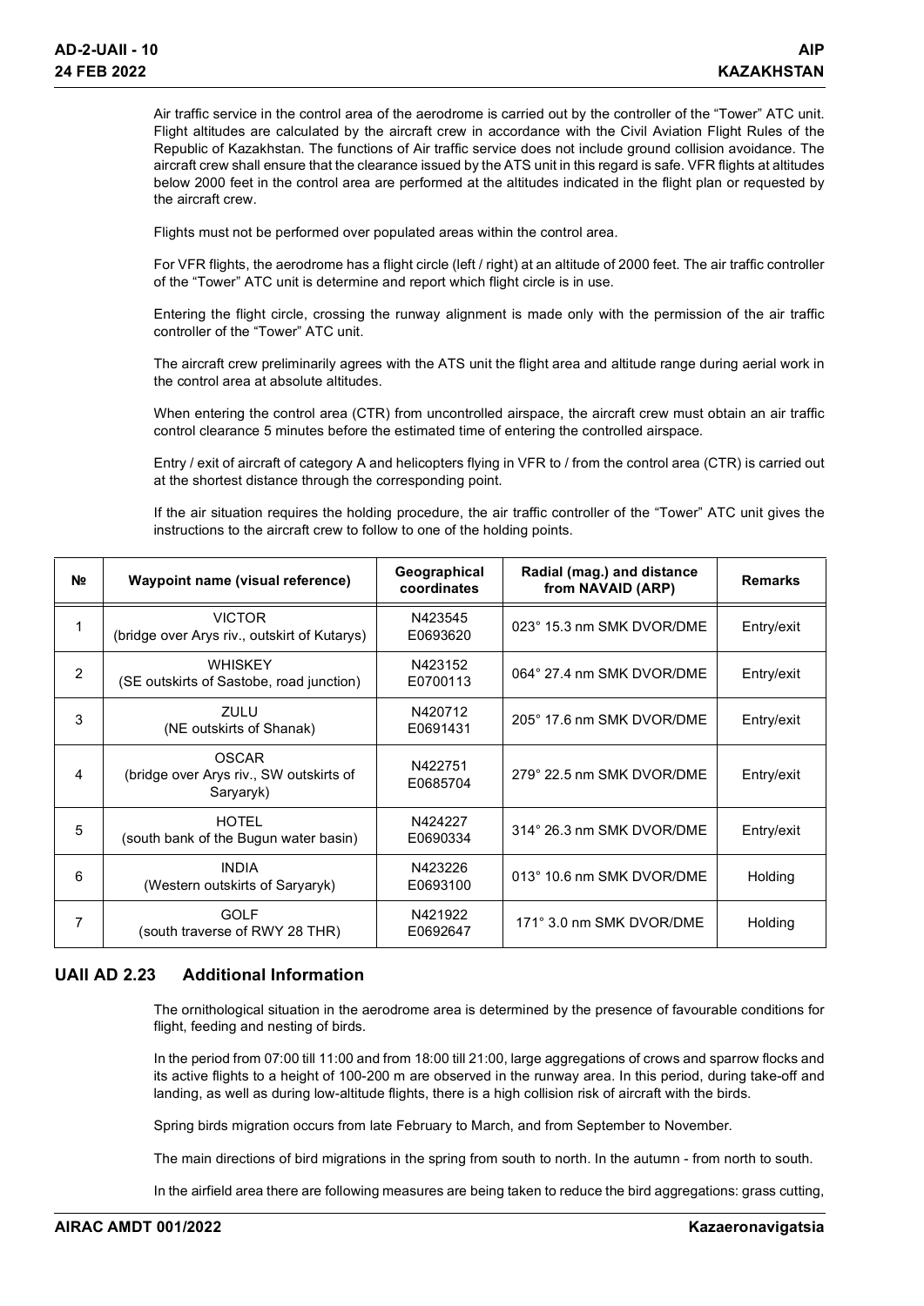Air traffic service in the control area of the aerodrome is carried out by the controller of the "Tower" ATC unit. Flight altitudes are calculated by the aircraft crew in accordance with the Civil Aviation Flight Rules of the Republic of Kazakhstan. The functions of Air traffic service does not include ground collision avoidance. The aircraft crew shall ensure that the clearance issued by the ATS unit in this regard is safe. VFR flights at altitudes below 2000 feet in the control area are performed at the altitudes indicated in the flight plan or requested by the aircraft crew.

Flights must not be performed over populated areas within the control area.

For VFR flights, the aerodrome has a flight circle (left / right) at an altitude of 2000 feet. The air traffic controller of the "Tower" ATC unit is determine and report which flight circle is in use.

Entering the flight circle, crossing the runway alignment is made only with the permission of the air traffic controller of the "Tower" ATC unit.

The aircraft crew preliminarily agrees with the ATS unit the flight area and altitude range during aerial work in the control area at absolute altitudes.

When entering the control area (CTR) from uncontrolled airspace, the aircraft crew must obtain an air traffic control clearance 5 minutes before the estimated time of entering the controlled airspace.

Entry / exit of aircraft of category A and helicopters flying in VFR to / from the control area (CTR) is carried out at the shortest distance through the corresponding point.

If the air situation requires the holding procedure, the air traffic controller of the "Tower" ATC unit gives the instructions to the aircraft crew to follow to one of the holding points.

| № | Waypoint name (visual reference) | Geographical coordinates | Radial (mag.) and distance from NAVAID (ARP) | Remarks |
|---|---|---|---|---|
| 1 | VICTOR (bridge over Arys riv., outskirt of Kutarys) | N423545 E0693620 | 023° 15.3 nm SMK DVOR/DME | Entry/exit |
| 2 | WHISKEY (SE outskirts of Sastobe, road junction) | N423152 E0700113 | 064° 27.4 nm SMK DVOR/DME | Entry/exit |
| 3 | ZULU (NE outskirts of Shanak) | N420712 E0691431 | 205° 17.6 nm SMK DVOR/DME | Entry/exit |
| 4 | OSCAR (bridge over Arys riv., SW outskirts of Saryaryk) | N422751 E0685704 | 279° 22.5 nm SMK DVOR/DME | Entry/exit |
| 5 | HOTEL (south bank of the Bugun water basin) | N424227 E0690334 | 314° 26.3 nm SMK DVOR/DME | Entry/exit |
| 6 | INDIA (Western outskirts of Saryaryk) | N423226 E0693100 | 013° 10.6 nm SMK DVOR/DME | Holding |
| 7 | GOLF (south traverse of RWY 28 THR) | N421922 E0692647 | 171° 3.0 nm SMK DVOR/DME | Holding |

## UAII AD 2.23 Additional Information

The ornithological situation in the aerodrome area is determined by the presence of favourable conditions for flight, feeding and nesting of birds.

In the period from 07:00 till 11:00 and from 18:00 till 21:00, large aggregations of crows and sparrow flocks and its active flights to a height of 100-200 m are observed in the runway area. In this period, during take-off and landing, as well as during low-altitude flights, there is a high collision risk of aircraft with the birds.

Spring birds migration occurs from late February to March, and from September to November.

The main directions of bird migrations in the spring from south to north. In the autumn - from north to south.

In the airfield area there are following measures are being taken to reduce the bird aggregations: grass cutting,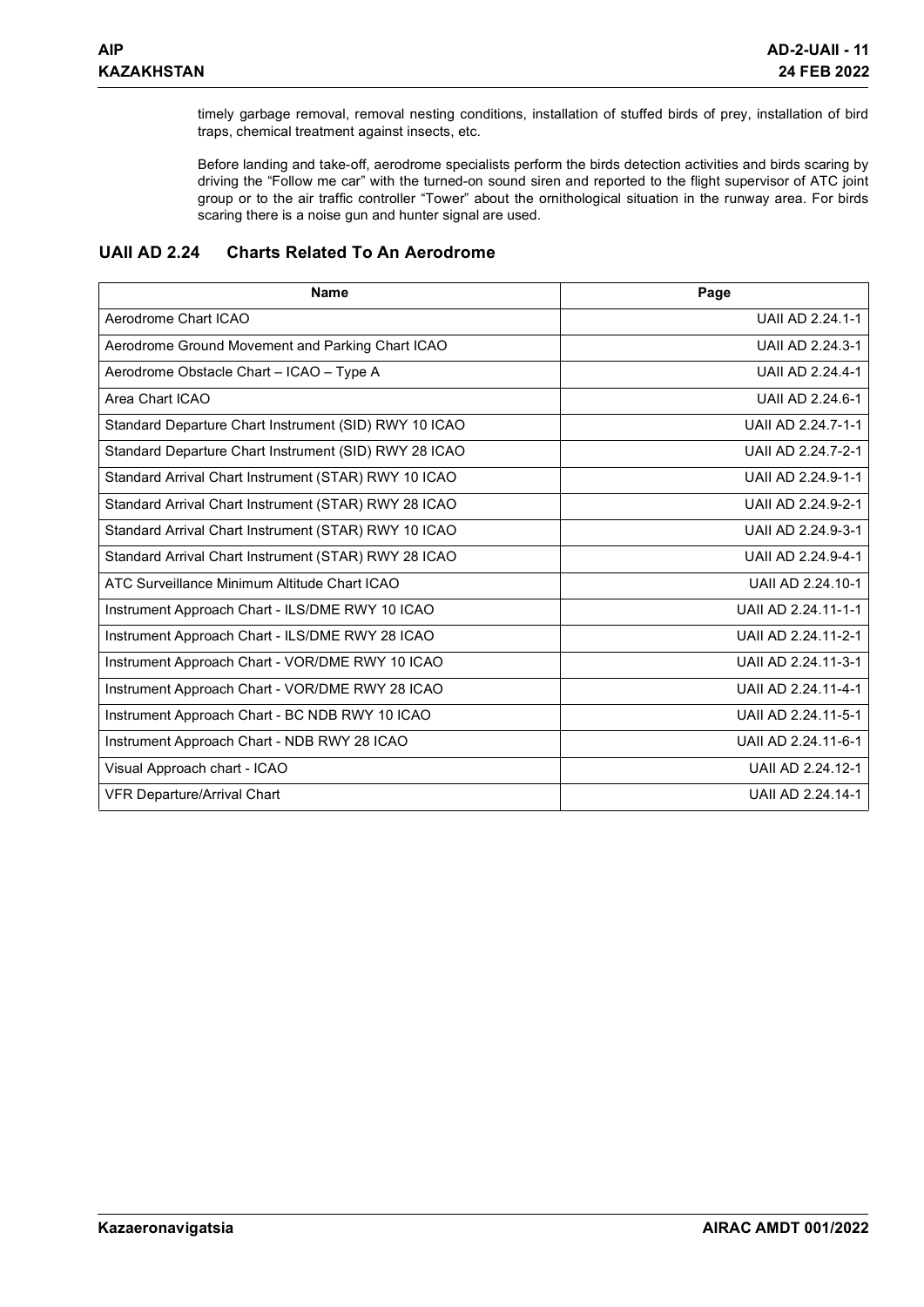timely garbage removal, removal nesting conditions, installation of stuffed birds of prey, installation of bird traps, chemical treatment against insects, etc.

Before landing and take-off, aerodrome specialists perform the birds detection activities and birds scaring by driving the "Follow me car" with the turned-on sound siren and reported to the flight supervisor of ATC joint group or to the air traffic controller "Tower" about the ornithological situation in the runway area. For birds scaring there is a noise gun and hunter signal are used.

## UAII AD 2.24 Charts Related To An Aerodrome

| Name | Page |
|---|---|
| Aerodrome Chart ICAO | UAII AD 2.24.1-1 |
| Aerodrome Ground Movement and Parking Chart ICAO | UAII AD 2.24.3-1 |
| Aerodrome Obstacle Chart – ICAO – Type A | UAII AD 2.24.4-1 |
| Area Chart ICAO | UAII AD 2.24.6-1 |
| Standard Departure Chart Instrument (SID) RWY 10 ICAO | UAII AD 2.24.7-1-1 |
| Standard Departure Chart Instrument (SID) RWY 28 ICAO | UAII AD 2.24.7-2-1 |
| Standard Arrival Chart Instrument (STAR) RWY 10 ICAO | UAII AD 2.24.9-1-1 |
| Standard Arrival Chart Instrument (STAR) RWY 28 ICAO | UAII AD 2.24.9-2-1 |
| Standard Arrival Chart Instrument (STAR) RWY 10 ICAO | UAII AD 2.24.9-3-1 |
| Standard Arrival Chart Instrument (STAR) RWY 28 ICAO | UAII AD 2.24.9-4-1 |
| ATC Surveillance Minimum Altitude Chart ICAO | UAII AD 2.24.10-1 |
| Instrument Approach Chart - ILS/DME RWY 10 ICAO | UAII AD 2.24.11-1-1 |
| Instrument Approach Chart - ILS/DME RWY 28 ICAO | UAII AD 2.24.11-2-1 |
| Instrument Approach Chart - VOR/DME RWY 10 ICAO | UAII AD 2.24.11-3-1 |
| Instrument Approach Chart - VOR/DME RWY 28 ICAO | UAII AD 2.24.11-4-1 |
| Instrument Approach Chart - BC NDB RWY 10 ICAO | UAII AD 2.24.11-5-1 |
| Instrument Approach Chart - NDB RWY 28 ICAO | UAII AD 2.24.11-6-1 |
| Visual Approach chart - ICAO | UAII AD 2.24.12-1 |
| VFR Departure/Arrival Chart | UAII AD 2.24.14-1 |